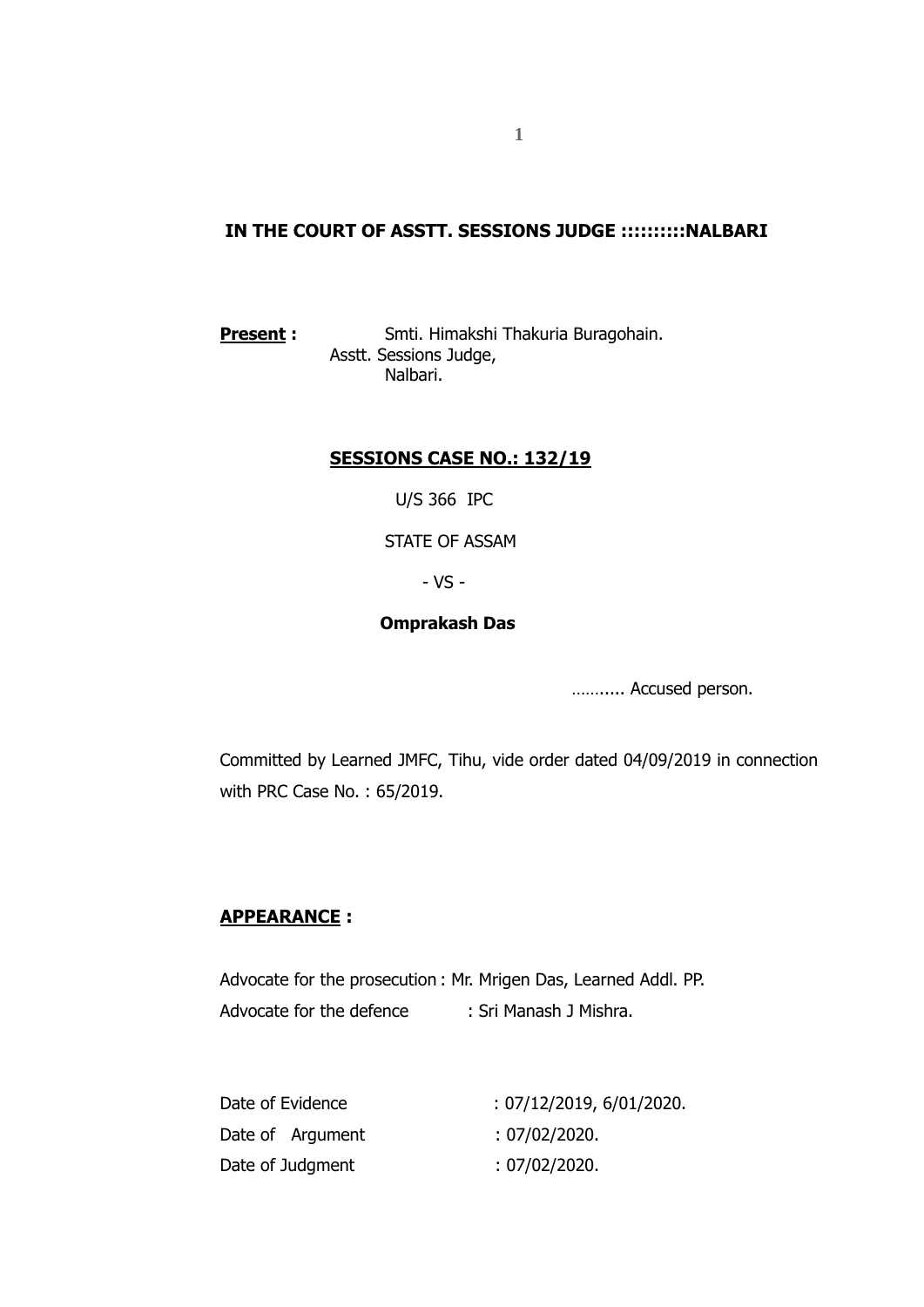**IN THE COURT OF ASSTT. SESSIONS JUDGE :::::::::NALBARI**

**Present :** Smti. Himakshi Thakuria Buragohain.
Asstt. Sessions Judge,
Nalbari.

**SESSIONS CASE NO.: 132/19**

U/S 366 IPC

STATE OF ASSAM

- VS -

**Omprakash Das**

……..... Accused person.

Committed by Learned JMFC, Tihu, vide order dated 04/09/2019 in connection with PRC Case No. : 65/2019.

**APPEARANCE :**

Advocate for the prosecution : Mr. Mrigen Das, Learned Addl. PP.
Advocate for the defence : Sri Manash J Mishra.

Date of Evidence : 07/12/2019, 6/01/2020.
Date of Argument : 07/02/2020.
Date of Judgment : 07/02/2020.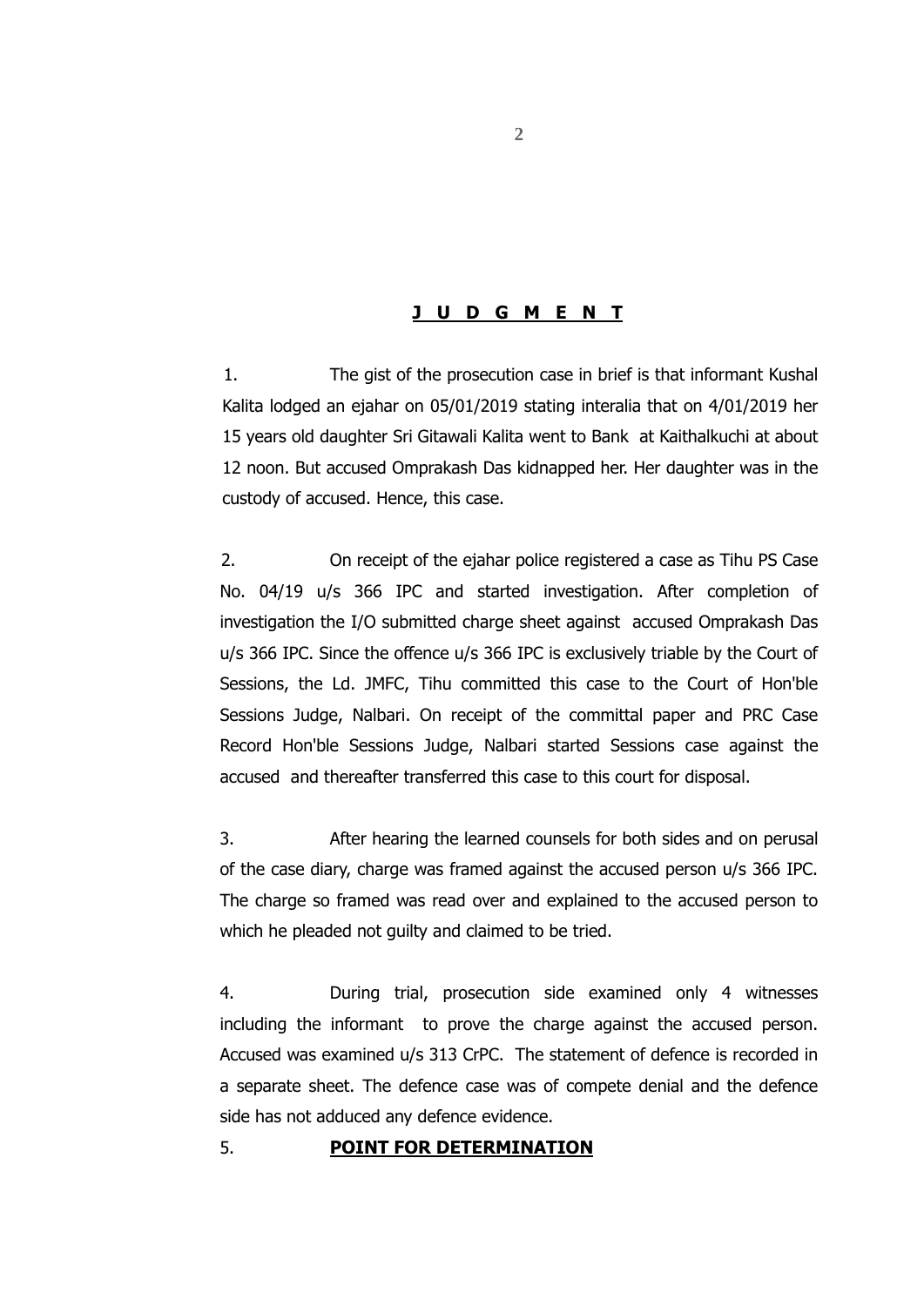# J U D G M E N T

1. The gist of the prosecution case in brief is that informant Kushal Kalita lodged an ejahar on 05/01/2019 stating interalia that on 4/01/2019 her 15 years old daughter Sri Gitawali Kalita went to Bank at Kaithalkuchi at about 12 noon. But accused Omprakash Das kidnapped her. Her daughter was in the custody of accused. Hence, this case.

2. On receipt of the ejahar police registered a case as Tihu PS Case No. 04/19 u/s 366 IPC and started investigation. After completion of investigation the I/O submitted charge sheet against accused Omprakash Das u/s 366 IPC. Since the offence u/s 366 IPC is exclusively triable by the Court of Sessions, the Ld. JMFC, Tihu committed this case to the Court of Hon'ble Sessions Judge, Nalbari. On receipt of the committal paper and PRC Case Record Hon'ble Sessions Judge, Nalbari started Sessions case against the accused and thereafter transferred this case to this court for disposal.

3. After hearing the learned counsels for both sides and on perusal of the case diary, charge was framed against the accused person u/s 366 IPC. The charge so framed was read over and explained to the accused person to which he pleaded not guilty and claimed to be tried.

4. During trial, prosecution side examined only 4 witnesses including the informant to prove the charge against the accused person. Accused was examined u/s 313 CrPC. The statement of defence is recorded in a separate sheet. The defence case was of compete denial and the defence side has not adduced any defence evidence.

5. **POINT FOR DETERMINATION**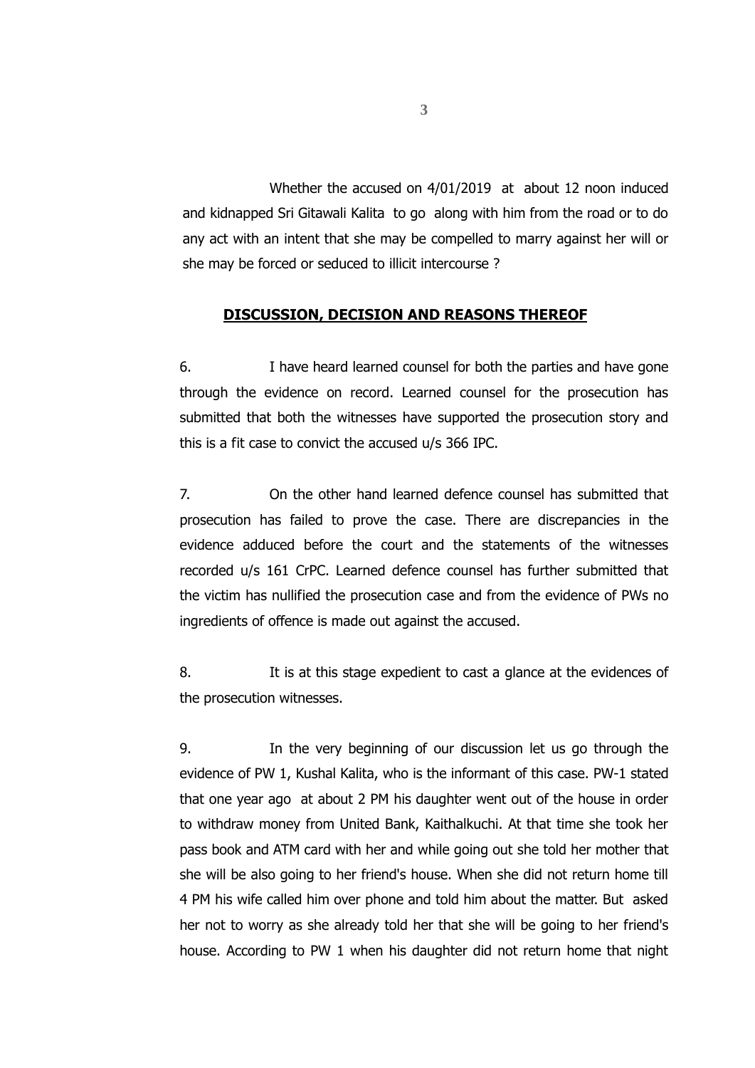Whether the accused on 4/01/2019 at about 12 noon induced and kidnapped Sri Gitawali Kalita to go along with him from the road or to do any act with an intent that she may be compelled to marry against her will or she may be forced or seduced to illicit intercourse ?

## DISCUSSION, DECISION AND REASONS THEREOF

6. I have heard learned counsel for both the parties and have gone through the evidence on record. Learned counsel for the prosecution has submitted that both the witnesses have supported the prosecution story and this is a fit case to convict the accused u/s 366 IPC.

7. On the other hand learned defence counsel has submitted that prosecution has failed to prove the case. There are discrepancies in the evidence adduced before the court and the statements of the witnesses recorded u/s 161 CrPC. Learned defence counsel has further submitted that the victim has nullified the prosecution case and from the evidence of PWs no ingredients of offence is made out against the accused.

8. It is at this stage expedient to cast a glance at the evidences of the prosecution witnesses.

9. In the very beginning of our discussion let us go through the evidence of PW 1, Kushal Kalita, who is the informant of this case. PW-1 stated that one year ago at about 2 PM his daughter went out of the house in order to withdraw money from United Bank, Kaithalkuchi. At that time she took her pass book and ATM card with her and while going out she told her mother that she will be also going to her friend's house. When she did not return home till 4 PM his wife called him over phone and told him about the matter. But asked her not to worry as she already told her that she will be going to her friend's house. According to PW 1 when his daughter did not return home that night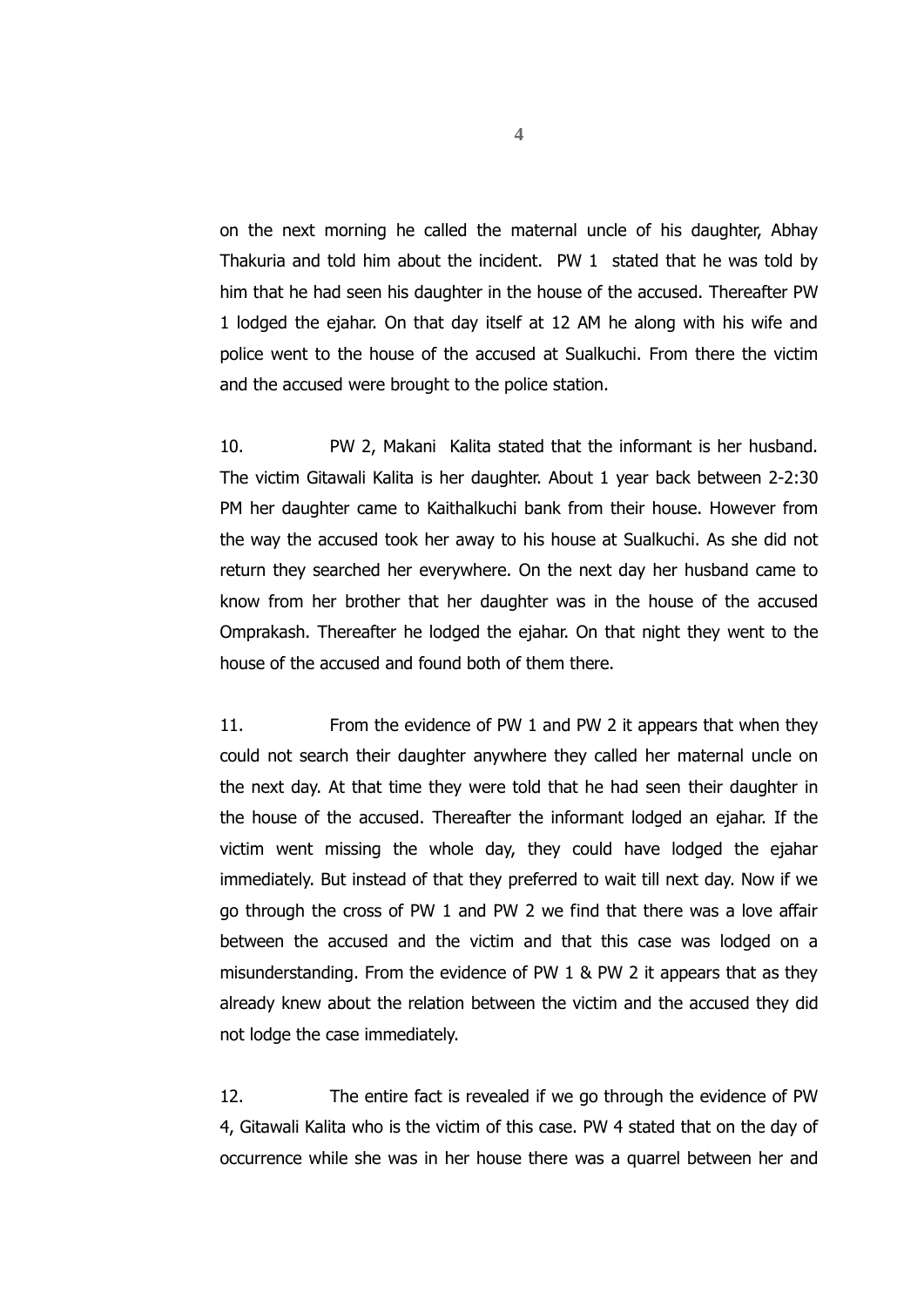on the next morning he called the maternal uncle of his daughter, Abhay Thakuria and told him about the incident. PW 1 stated that he was told by him that he had seen his daughter in the house of the accused. Thereafter PW 1 lodged the ejahar. On that day itself at 12 AM he along with his wife and police went to the house of the accused at Sualkuchi. From there the victim and the accused were brought to the police station.

10. PW 2, Makani Kalita stated that the informant is her husband. The victim Gitawali Kalita is her daughter. About 1 year back between 2-2:30 PM her daughter came to Kaithalkuchi bank from their house. However from the way the accused took her away to his house at Sualkuchi. As she did not return they searched her everywhere. On the next day her husband came to know from her brother that her daughter was in the house of the accused Omprakash. Thereafter he lodged the ejahar. On that night they went to the house of the accused and found both of them there.

11. From the evidence of PW 1 and PW 2 it appears that when they could not search their daughter anywhere they called her maternal uncle on the next day. At that time they were told that he had seen their daughter in the house of the accused. Thereafter the informant lodged an ejahar. If the victim went missing the whole day, they could have lodged the ejahar immediately. But instead of that they preferred to wait till next day. Now if we go through the cross of PW 1 and PW 2 we find that there was a love affair between the accused and the victim and that this case was lodged on a misunderstanding. From the evidence of PW 1 & PW 2 it appears that as they already knew about the relation between the victim and the accused they did not lodge the case immediately.

12. The entire fact is revealed if we go through the evidence of PW 4, Gitawali Kalita who is the victim of this case. PW 4 stated that on the day of occurrence while she was in her house there was a quarrel between her and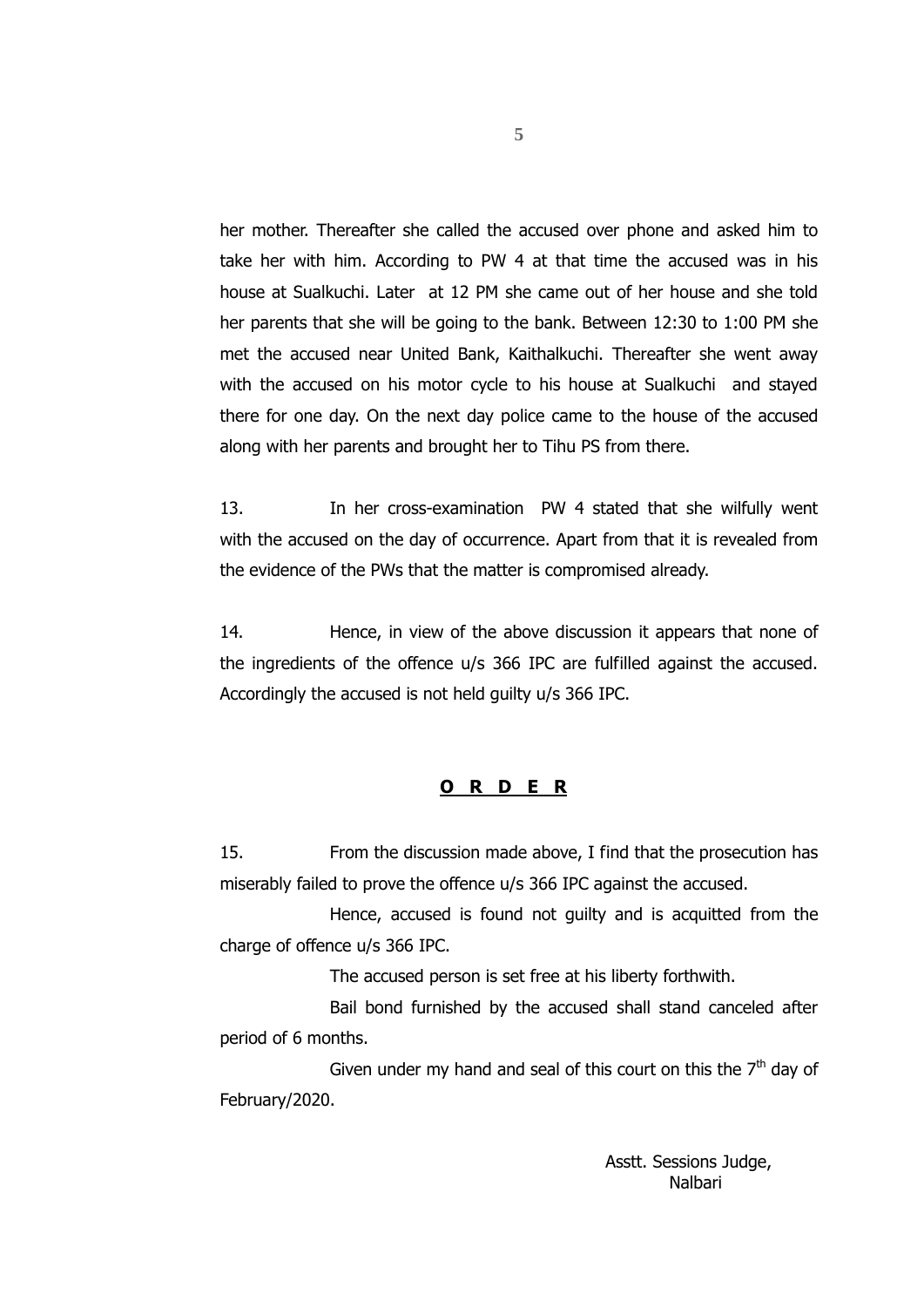her mother. Thereafter she called the accused over phone and asked him to take her with him. According to PW 4 at that time the accused was in his house at Sualkuchi. Later at 12 PM she came out of her house and she told her parents that she will be going to the bank. Between 12:30 to 1:00 PM she met the accused near United Bank, Kaithalkuchi. Thereafter she went away with the accused on his motor cycle to his house at Sualkuchi and stayed there for one day. On the next day police came to the house of the accused along with her parents and brought her to Tihu PS from there.

13. In her cross-examination PW 4 stated that she wilfully went with the accused on the day of occurrence. Apart from that it is revealed from the evidence of the PWs that the matter is compromised already.

14. Hence, in view of the above discussion it appears that none of the ingredients of the offence u/s 366 IPC are fulfilled against the accused. Accordingly the accused is not held guilty u/s 366 IPC.

## **O R D E R**

15. From the discussion made above, I find that the prosecution has miserably failed to prove the offence u/s 366 IPC against the accused.

Hence, accused is found not guilty and is acquitted from the charge of offence u/s 366 IPC.

The accused person is set free at his liberty forthwith.

Bail bond furnished by the accused shall stand canceled after period of 6 months.

Given under my hand and seal of this court on this the 7th day of February/2020.

Asstt. Sessions Judge,
Nalbari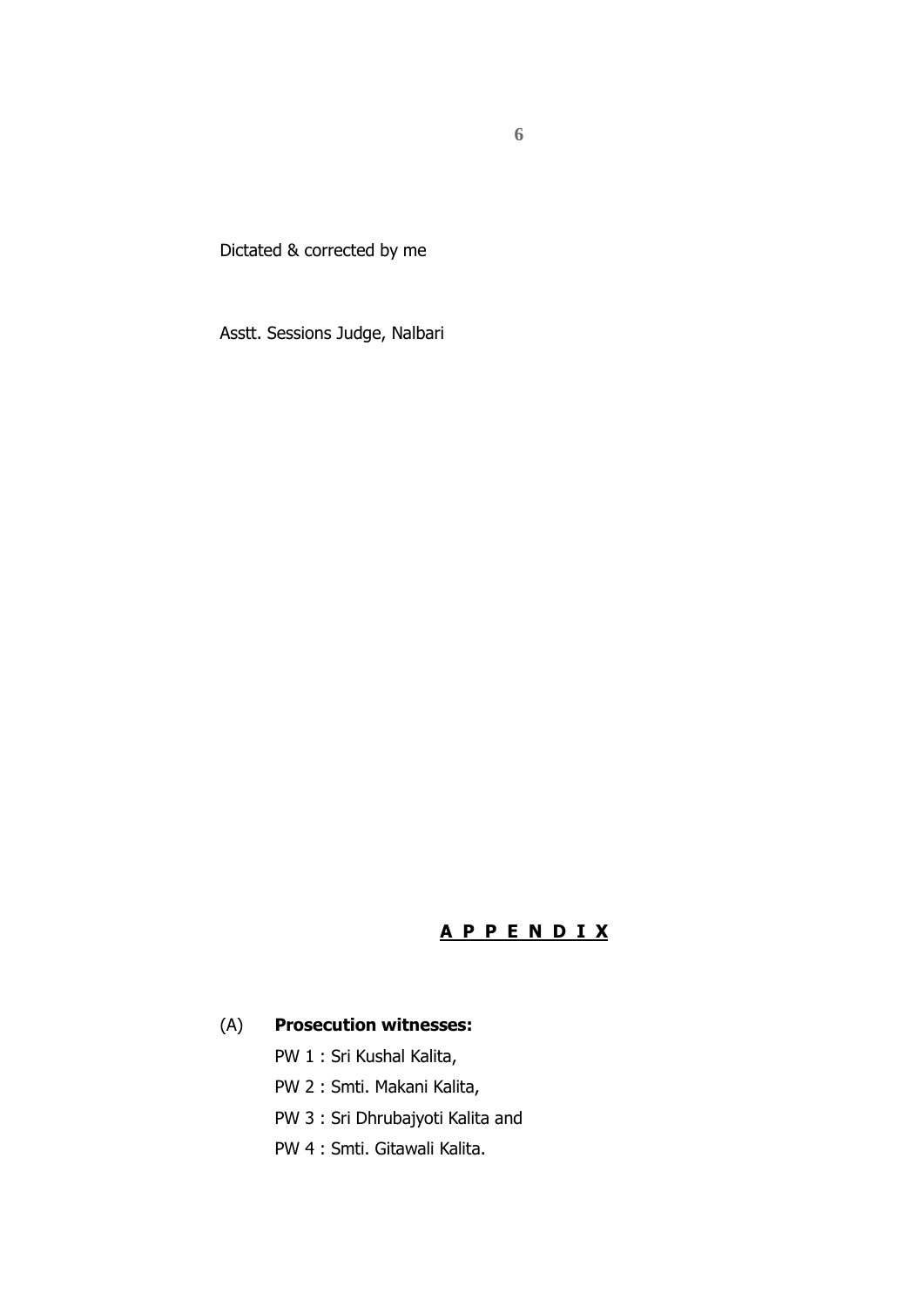Dictated & corrected by me

Asstt. Sessions Judge, Nalbari

## **A P P E N D I X**

(A) **Prosecution witnesses:**

PW 1 : Sri Kushal Kalita,

PW 2 : Smti. Makani Kalita,

PW 3 : Sri Dhrubajyoti Kalita and

PW 4 : Smti. Gitawali Kalita.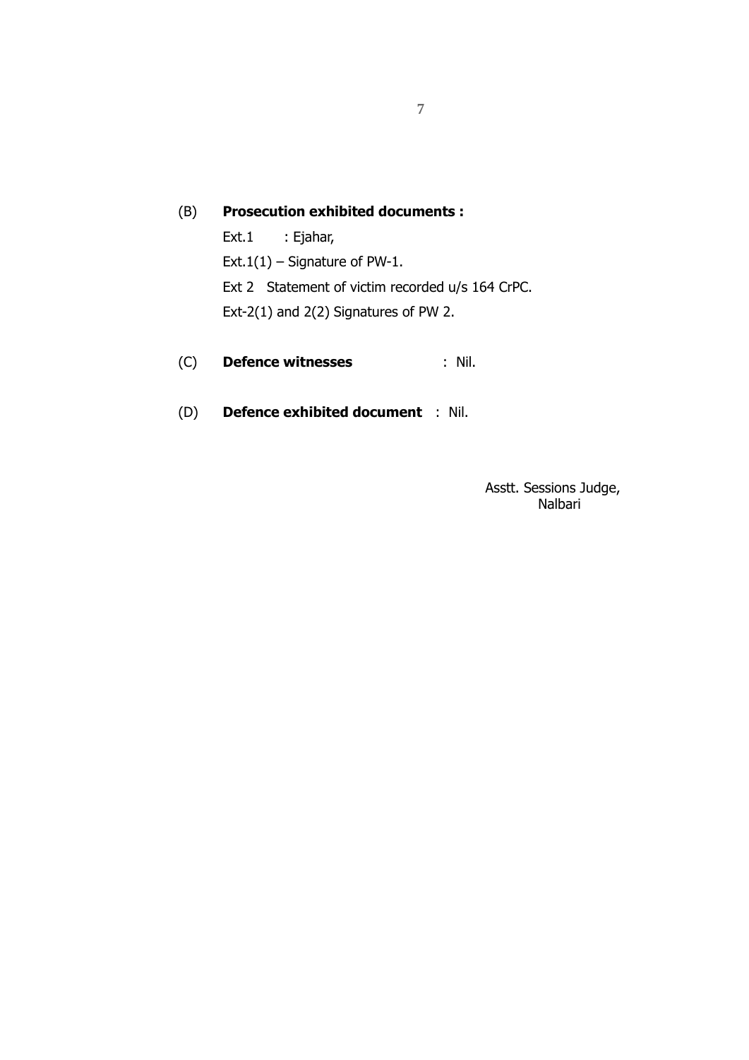(B) **Prosecution exhibited documents :**

Ext.1 : Ejahar,

Ext.1(1) – Signature of PW-1.

Ext 2 Statement of victim recorded u/s 164 CrPC.

Ext-2(1) and 2(2) Signatures of PW 2.

(C) **Defence witnesses** : Nil.

(D) **Defence exhibited document** : Nil.

Asstt. Sessions Judge,
Nalbari